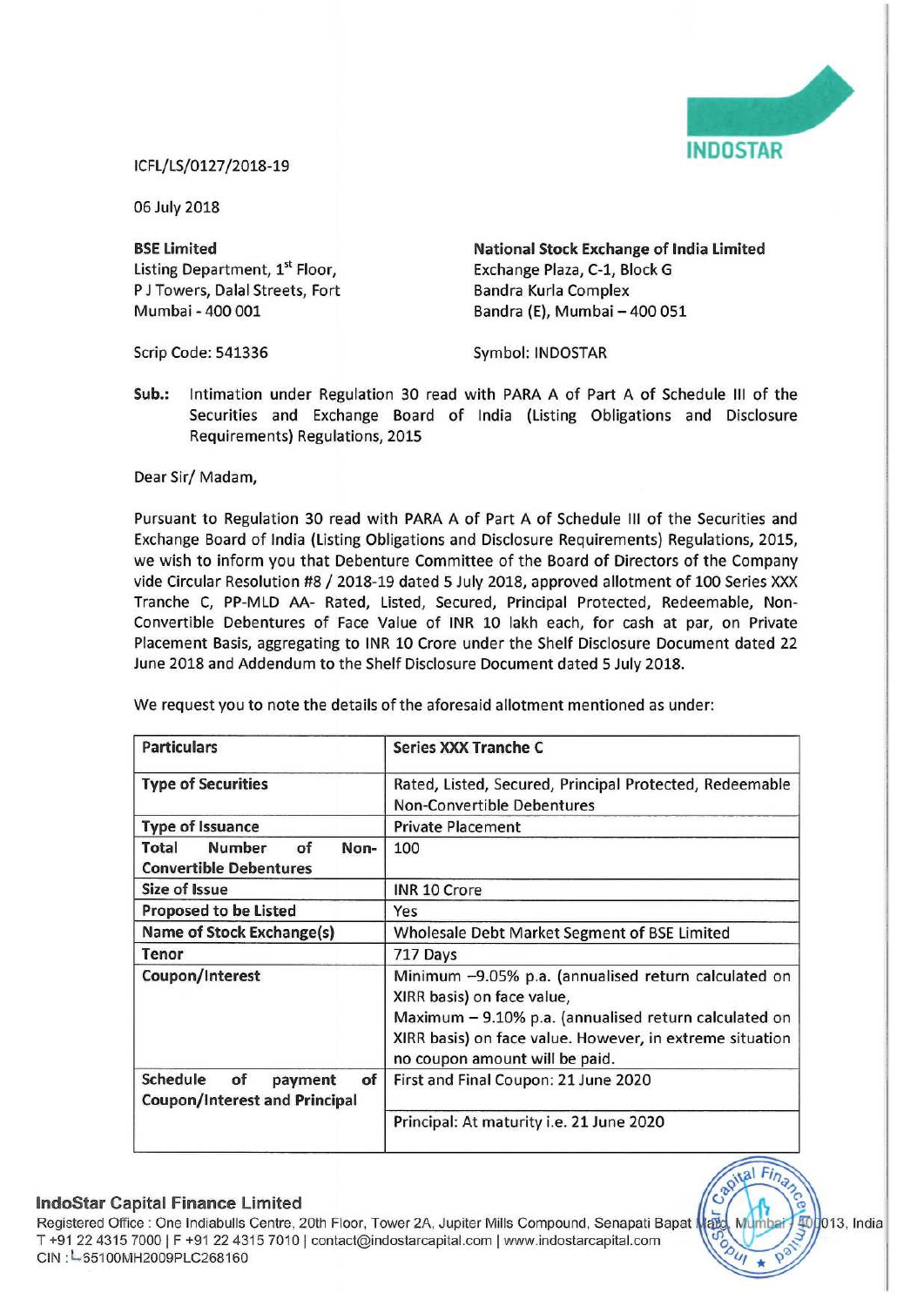INDOSTAR

ICFL/LS/0127/2018-19

06 July 2018

**BSE Limited**
Listing Department, 1st Floor,
P J Towers, Dalal Streets, Fort
Mumbai - 400 001

Scrip Code: 541336

**National Stock Exchange of India Limited**
Exchange Plaza, C-1, Block G
Bandra Kurla Complex
Bandra (E), Mumbai – 400 051

Symbol: INDOSTAR

**Sub.:** Intimation under Regulation 30 read with PARA A of Part A of Schedule III of the Securities and Exchange Board of India (Listing Obligations and Disclosure Requirements) Regulations, 2015

Dear Sir/ Madam,

Pursuant to Regulation 30 read with PARA A of Part A of Schedule III of the Securities and Exchange Board of India (Listing Obligations and Disclosure Requirements) Regulations, 2015, we wish to inform you that Debenture Committee of the Board of Directors of the Company vide Circular Resolution #8 / 2018-19 dated 5 July 2018, approved allotment of 100 Series XXX Tranche C, PP-MLD AA- Rated, Listed, Secured, Principal Protected, Redeemable, Non-Convertible Debentures of Face Value of INR 10 lakh each, for cash at par, on Private Placement Basis, aggregating to INR 10 Crore under the Shelf Disclosure Document dated 22 June 2018 and Addendum to the Shelf Disclosure Document dated 5 July 2018.

We request you to note the details of the aforesaid allotment mentioned as under:

| Particulars | Series XXX Tranche C |
|---|---|
| **Type of Securities** | Rated, Listed, Secured, Principal Protected, Redeemable Non-Convertible Debentures |
| **Type of Issuance** | Private Placement |
| **Total Number of Non-Convertible Debentures** | 100 |
| **Size of Issue** | INR 10 Crore |
| **Proposed to be Listed** | Yes |
| **Name of Stock Exchange(s)** | Wholesale Debt Market Segment of BSE Limited |
| **Tenor** | 717 Days |
| **Coupon/Interest** | Minimum –9.05% p.a. (annualised return calculated on XIRR basis) on face value,<br>Maximum – 9.10% p.a. (annualised return calculated on XIRR basis) on face value. However, in extreme situation no coupon amount will be paid. |
| **Schedule of payment of Coupon/Interest and Principal** | First and Final Coupon: 21 June 2020 |
| | Principal: At maturity i.e. 21 June 2020 |

**IndoStar Capital Finance Limited**
Registered Office : One Indiabulls Centre, 20th Floor, Tower 2A, Jupiter Mills Compound, Senapati Bapat Marg, Mumbai 400013, India
T +91 22 4315 7000 | F +91 22 4315 7010 | contact@indostarcapital.com | www.indostarcapital.com
CIN : L65100MH2009PLC268160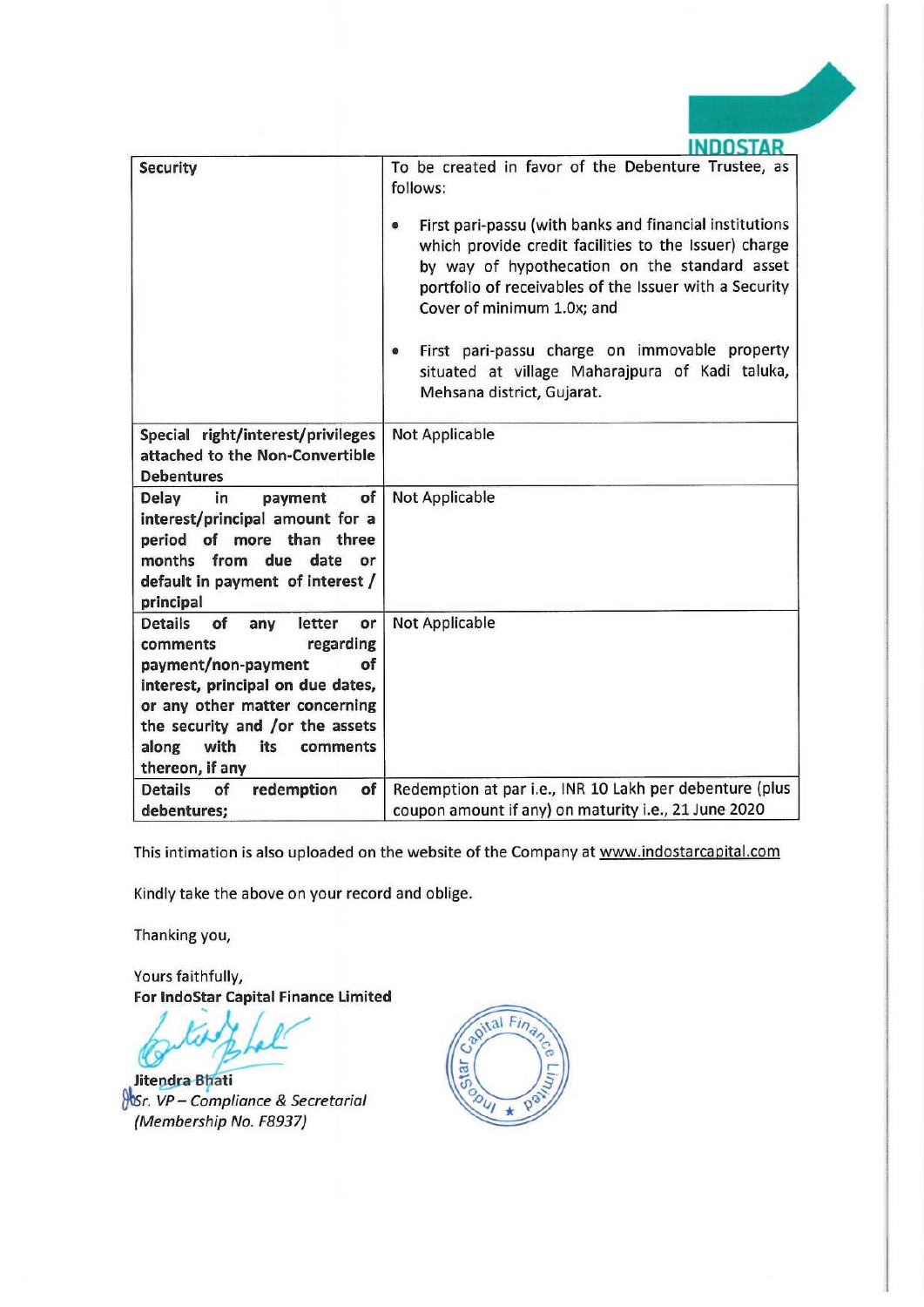| | |
|---|---|
| Security | To be created in favor of the Debenture Trustee, as follows:<br><br>• First pari-passu (with banks and financial institutions which provide credit facilities to the Issuer) charge by way of hypothecation on the standard asset portfolio of receivables of the Issuer with a Security Cover of minimum 1.0x; and<br><br>• First pari-passu charge on immovable property situated at village Maharajpura of Kadi taluka, Mehsana district, Gujarat. |
| Special right/interest/privileges attached to the Non-Convertible Debentures | Not Applicable |
| Delay in payment of interest/principal amount for a period of more than three months from due date or default in payment of interest / principal | Not Applicable |
| Details of any letter or comments regarding payment/non-payment of interest, principal on due dates, or any other matter concerning the security and /or the assets along with its comments thereon, if any | Not Applicable |
| Details of redemption of debentures; | Redemption at par i.e., INR 10 Lakh per debenture (plus coupon amount if any) on maturity i.e., 21 June 2020 |

This intimation is also uploaded on the website of the Company at www.indostarcapital.com

Kindly take the above on your record and oblige.

Thanking you,

Yours faithfully,
**For IndoStar Capital Finance Limited**

**Jitendra Bhati**
*Sr. VP – Compliance & Secretarial*
*(Membership No. F8937)*